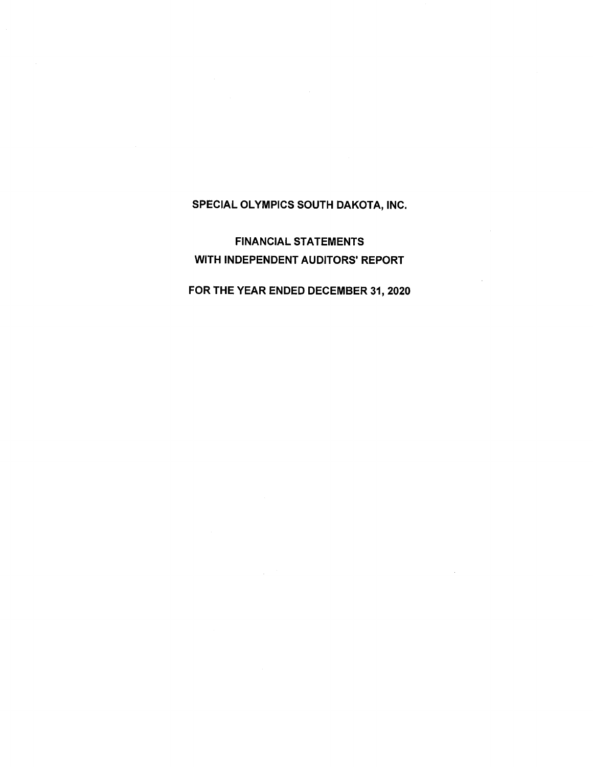# SPECIAL OLYMPICS SOUTH DAKOTA, INC.

## FINANCIAL STATEMENTS
## WITH INDEPENDENT AUDITORS' REPORT

## FOR THE YEAR ENDED DECEMBER 31, 2020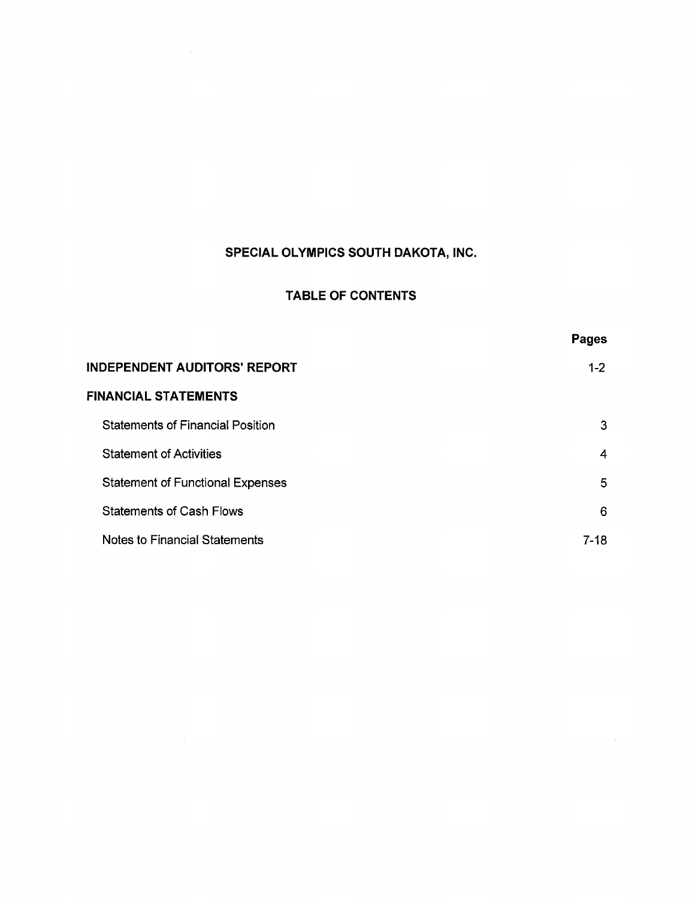# SPECIAL OLYMPICS SOUTH DAKOTA, INC.

## TABLE OF CONTENTS

| | Pages |
|---|---|
| **INDEPENDENT AUDITORS' REPORT** | 1-2 |
| **FINANCIAL STATEMENTS** | |
| Statements of Financial Position | 3 |
| Statement of Activities | 4 |
| Statement of Functional Expenses | 5 |
| Statements of Cash Flows | 6 |
| Notes to Financial Statements | 7-18 |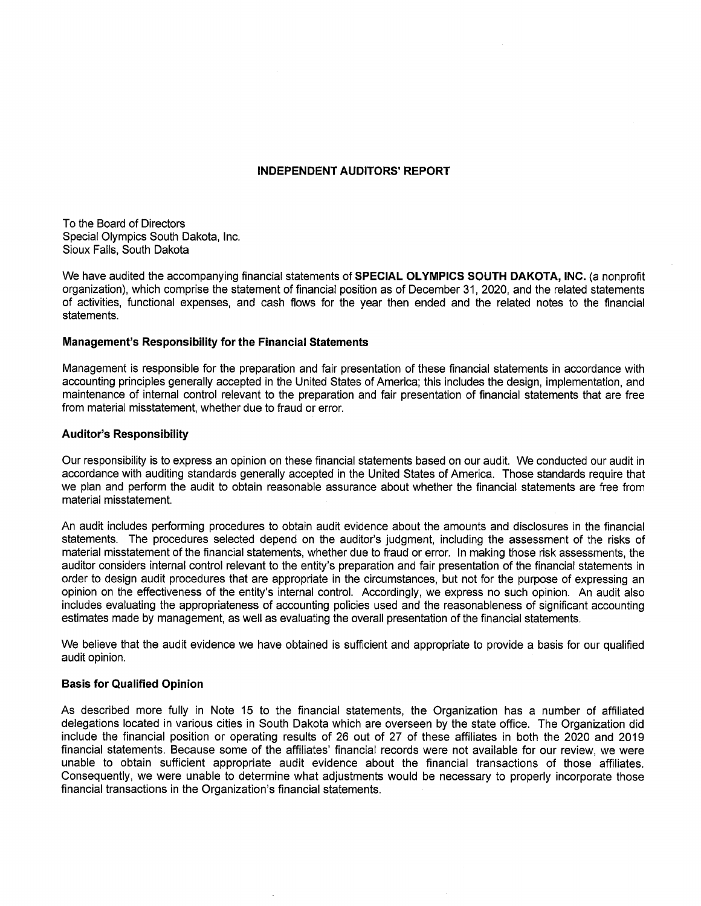## INDEPENDENT AUDITORS' REPORT

To the Board of Directors
Special Olympics South Dakota, Inc.
Sioux Falls, South Dakota

We have audited the accompanying financial statements of **SPECIAL OLYMPICS SOUTH DAKOTA, INC.** (a nonprofit organization), which comprise the statement of financial position as of December 31, 2020, and the related statements of activities, functional expenses, and cash flows for the year then ended and the related notes to the financial statements.

### Management's Responsibility for the Financial Statements

Management is responsible for the preparation and fair presentation of these financial statements in accordance with accounting principles generally accepted in the United States of America; this includes the design, implementation, and maintenance of internal control relevant to the preparation and fair presentation of financial statements that are free from material misstatement, whether due to fraud or error.

### Auditor's Responsibility

Our responsibility is to express an opinion on these financial statements based on our audit. We conducted our audit in accordance with auditing standards generally accepted in the United States of America. Those standards require that we plan and perform the audit to obtain reasonable assurance about whether the financial statements are free from material misstatement.

An audit includes performing procedures to obtain audit evidence about the amounts and disclosures in the financial statements. The procedures selected depend on the auditor's judgment, including the assessment of the risks of material misstatement of the financial statements, whether due to fraud or error. In making those risk assessments, the auditor considers internal control relevant to the entity's preparation and fair presentation of the financial statements in order to design audit procedures that are appropriate in the circumstances, but not for the purpose of expressing an opinion on the effectiveness of the entity's internal control. Accordingly, we express no such opinion. An audit also includes evaluating the appropriateness of accounting policies used and the reasonableness of significant accounting estimates made by management, as well as evaluating the overall presentation of the financial statements.

We believe that the audit evidence we have obtained is sufficient and appropriate to provide a basis for our qualified audit opinion.

### Basis for Qualified Opinion

As described more fully in Note 15 to the financial statements, the Organization has a number of affiliated delegations located in various cities in South Dakota which are overseen by the state office. The Organization did include the financial position or operating results of 26 out of 27 of these affiliates in both the 2020 and 2019 financial statements. Because some of the affiliates' financial records were not available for our review, we were unable to obtain sufficient appropriate audit evidence about the financial transactions of those affiliates. Consequently, we were unable to determine what adjustments would be necessary to properly incorporate those financial transactions in the Organization's financial statements.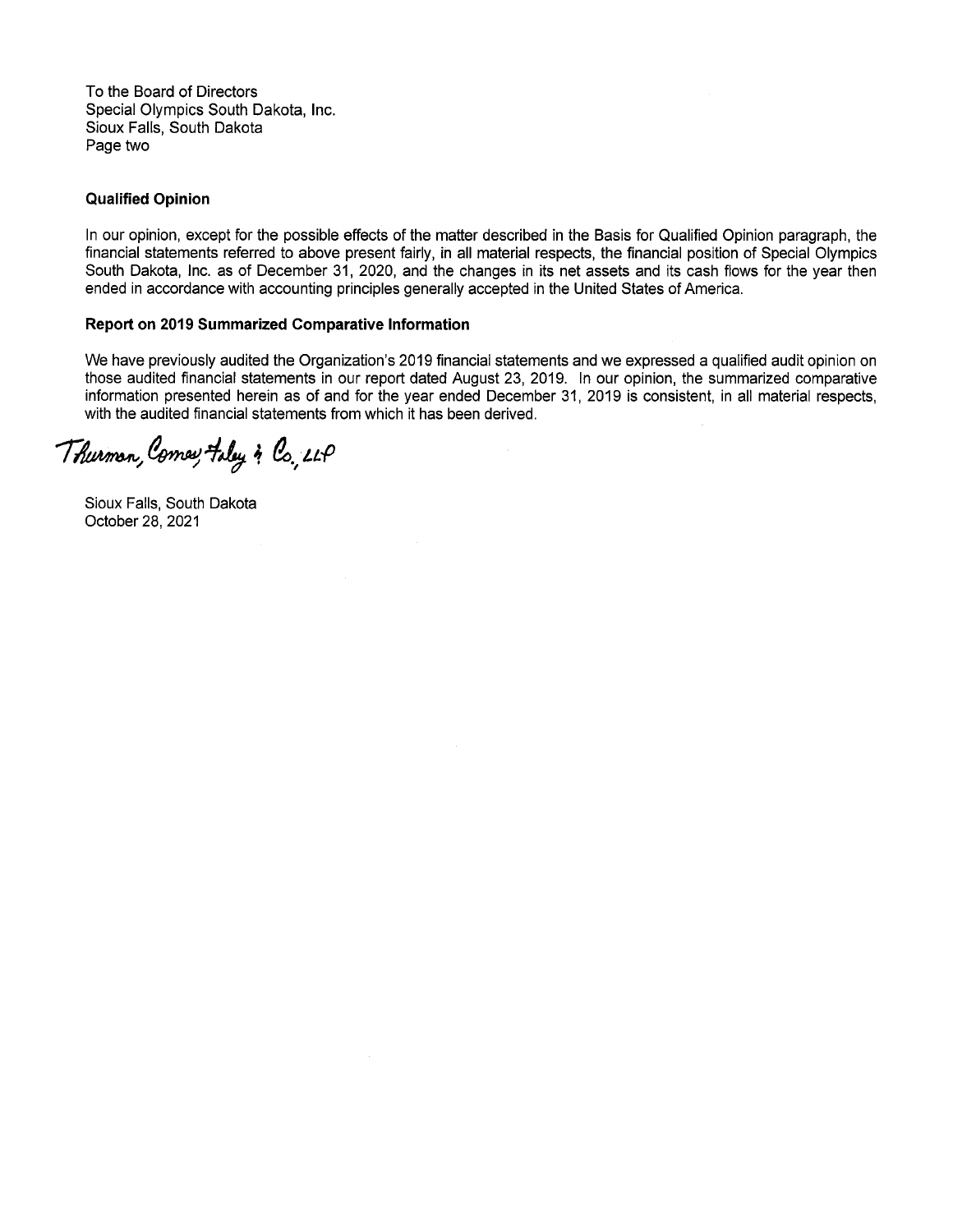To the Board of Directors
Special Olympics South Dakota, Inc.
Sioux Falls, South Dakota
Page two

**Qualified Opinion**

In our opinion, except for the possible effects of the matter described in the Basis for Qualified Opinion paragraph, the financial statements referred to above present fairly, in all material respects, the financial position of Special Olympics South Dakota, Inc. as of December 31, 2020, and the changes in its net assets and its cash flows for the year then ended in accordance with accounting principles generally accepted in the United States of America.

**Report on 2019 Summarized Comparative Information**

We have previously audited the Organization's 2019 financial statements and we expressed a qualified audit opinion on those audited financial statements in our report dated August 23, 2019. In our opinion, the summarized comparative information presented herein as of and for the year ended December 31, 2019 is consistent, in all material respects, with the audited financial statements from which it has been derived.

Thurman, Comes, Foley & Co., LLP

Sioux Falls, South Dakota
October 28, 2021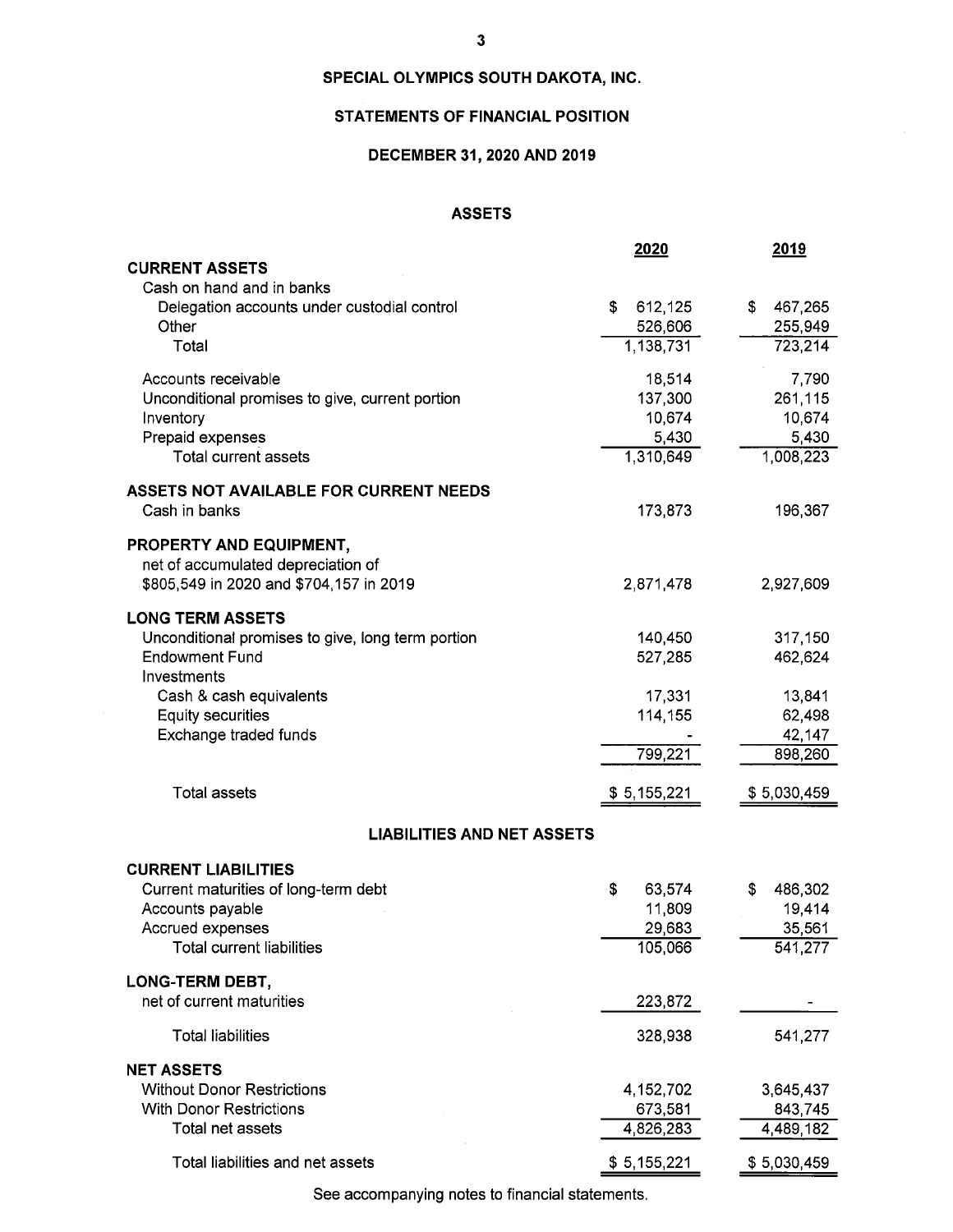# SPECIAL OLYMPICS SOUTH DAKOTA, INC.

## STATEMENTS OF FINANCIAL POSITION

### DECEMBER 31, 2020 AND 2019

#### ASSETS

| | 2020 | 2019 |
|---|---|---|
| **CURRENT ASSETS** | | |
| Cash on hand and in banks | | |
| Delegation accounts under custodial control | $ 612,125 | $ 467,265 |
| Other | 526,606 | 255,949 |
| Total | 1,138,731 | 723,214 |
| Accounts receivable | 18,514 | 7,790 |
| Unconditional promises to give, current portion | 137,300 | 261,115 |
| Inventory | 10,674 | 10,674 |
| Prepaid expenses | 5,430 | 5,430 |
| Total current assets | 1,310,649 | 1,008,223 |
| **ASSETS NOT AVAILABLE FOR CURRENT NEEDS** | | |
| Cash in banks | 173,873 | 196,367 |
| **PROPERTY AND EQUIPMENT,** net of accumulated depreciation of $805,549 in 2020 and $704,157 in 2019 | 2,871,478 | 2,927,609 |
| **LONG TERM ASSETS** | | |
| Unconditional promises to give, long term portion | 140,450 | 317,150 |
| Endowment Fund | 527,285 | 462,624 |
| Investments | | |
| Cash & cash equivalents | 17,331 | 13,841 |
| Equity securities | 114,155 | 62,498 |
| Exchange traded funds | - | 42,147 |
| | 799,221 | 898,260 |
| Total assets | $ 5,155,221 | $ 5,030,459 |

#### LIABILITIES AND NET ASSETS

| | 2020 | 2019 |
|---|---|---|
| **CURRENT LIABILITIES** | | |
| Current maturities of long-term debt | $ 63,574 | $ 486,302 |
| Accounts payable | 11,809 | 19,414 |
| Accrued expenses | 29,683 | 35,561 |
| Total current liabilities | 105,066 | 541,277 |
| **LONG-TERM DEBT,** net of current maturities | 223,872 | - |
| Total liabilities | 328,938 | 541,277 |
| **NET ASSETS** | | |
| Without Donor Restrictions | 4,152,702 | 3,645,437 |
| With Donor Restrictions | 673,581 | 843,745 |
| Total net assets | 4,826,283 | 4,489,182 |
| Total liabilities and net assets | $ 5,155,221 | $ 5,030,459 |

See accompanying notes to financial statements.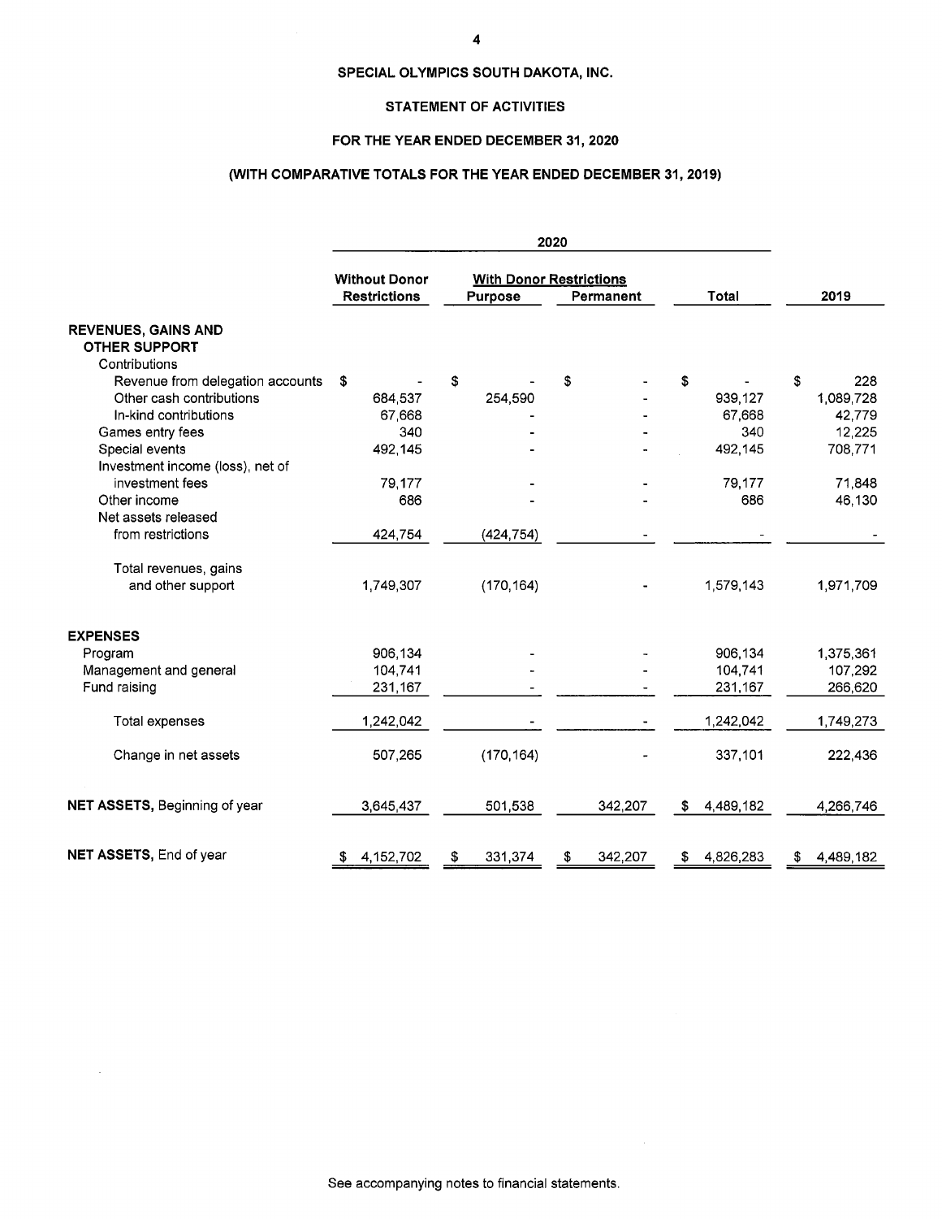# SPECIAL OLYMPICS SOUTH DAKOTA, INC.

## STATEMENT OF ACTIVITIES

### FOR THE YEAR ENDED DECEMBER 31, 2020

### (WITH COMPARATIVE TOTALS FOR THE YEAR ENDED DECEMBER 31, 2019)

| | 2020 | | | | |
|---|---|---|---|---|---|
| | Without Donor Restrictions | With Donor Restrictions | | | |
| | | Purpose | Permanent | Total | 2019 |
| **REVENUES, GAINS AND OTHER SUPPORT** | | | | | |
| Contributions | | | | | |
| Revenue from delegation accounts | $ - | $ - | $ - | $ - | $ 228 |
| Other cash contributions | 684,537 | 254,590 | - | 939,127 | 1,089,728 |
| In-kind contributions | 67,668 | - | - | 67,668 | 42,779 |
| Games entry fees | 340 | - | - | 340 | 12,225 |
| Special events | 492,145 | - | - | 492,145 | 708,771 |
| Investment income (loss), net of investment fees | 79,177 | - | - | 79,177 | 71,848 |
| Other income | 686 | - | - | 686 | 46,130 |
| Net assets released from restrictions | 424,754 | (424,754) | - | - | - |
| Total revenues, gains and other support | 1,749,307 | (170,164) | - | 1,579,143 | 1,971,709 |
| **EXPENSES** | | | | | |
| Program | 906,134 | - | - | 906,134 | 1,375,361 |
| Management and general | 104,741 | - | - | 104,741 | 107,292 |
| Fund raising | 231,167 | - | - | 231,167 | 266,620 |
| Total expenses | 1,242,042 | - | - | 1,242,042 | 1,749,273 |
| Change in net assets | 507,265 | (170,164) | - | 337,101 | 222,436 |
| **NET ASSETS,** Beginning of year | 3,645,437 | 501,538 | 342,207 | $ 4,489,182 | 4,266,746 |
| **NET ASSETS,** End of year | $ 4,152,702 | $ 331,374 | $ 342,207 | $ 4,826,283 | $ 4,489,182 |

See accompanying notes to financial statements.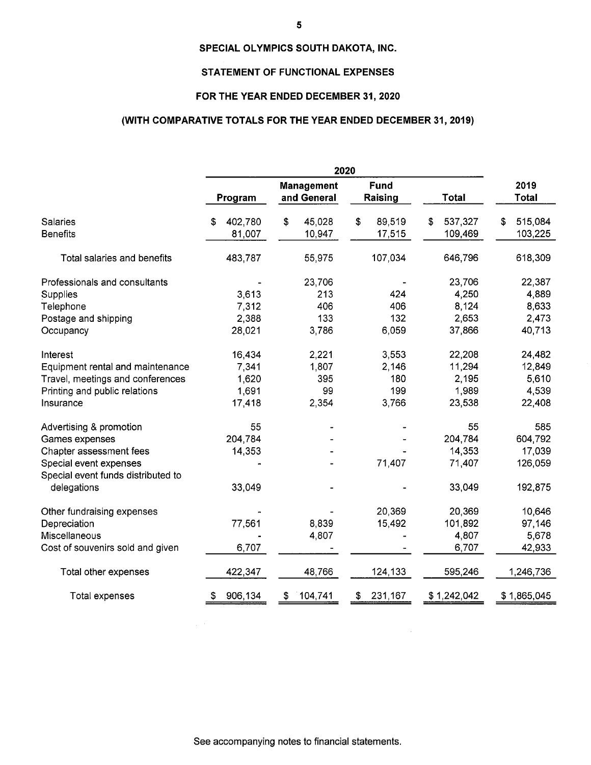# SPECIAL OLYMPICS SOUTH DAKOTA, INC.

## STATEMENT OF FUNCTIONAL EXPENSES

### FOR THE YEAR ENDED DECEMBER 31, 2020

### (WITH COMPARATIVE TOTALS FOR THE YEAR ENDED DECEMBER 31, 2019)

| | 2020 | | | | |
|---|---|---|---|---|---|
| | Program | Management and General | Fund Raising | Total | 2019 Total |
| Salaries | $ 402,780 | $ 45,028 | $ 89,519 | $ 537,327 | $ 515,084 |
| Benefits | 81,007 | 10,947 | 17,515 | 109,469 | 103,225 |
| Total salaries and benefits | 483,787 | 55,975 | 107,034 | 646,796 | 618,309 |
| Professionals and consultants | - | 23,706 | - | 23,706 | 22,387 |
| Supplies | 3,613 | 213 | 424 | 4,250 | 4,889 |
| Telephone | 7,312 | 406 | 406 | 8,124 | 8,633 |
| Postage and shipping | 2,388 | 133 | 132 | 2,653 | 2,473 |
| Occupancy | 28,021 | 3,786 | 6,059 | 37,866 | 40,713 |
| Interest | 16,434 | 2,221 | 3,553 | 22,208 | 24,482 |
| Equipment rental and maintenance | 7,341 | 1,807 | 2,146 | 11,294 | 12,849 |
| Travel, meetings and conferences | 1,620 | 395 | 180 | 2,195 | 5,610 |
| Printing and public relations | 1,691 | 99 | 199 | 1,989 | 4,539 |
| Insurance | 17,418 | 2,354 | 3,766 | 23,538 | 22,408 |
| Advertising & promotion | 55 | - | - | 55 | 585 |
| Games expenses | 204,784 | - | - | 204,784 | 604,792 |
| Chapter assessment fees | 14,353 | - | - | 14,353 | 17,039 |
| Special event expenses | - | - | 71,407 | 71,407 | 126,059 |
| Special event funds distributed to delegations | 33,049 | - | - | 33,049 | 192,875 |
| Other fundraising expenses | - | - | 20,369 | 20,369 | 10,646 |
| Depreciation | 77,561 | 8,839 | 15,492 | 101,892 | 97,146 |
| Miscellaneous | - | 4,807 | - | 4,807 | 5,678 |
| Cost of souvenirs sold and given | 6,707 | - | - | 6,707 | 42,933 |
| Total other expenses | 422,347 | 48,766 | 124,133 | 595,246 | 1,246,736 |
| Total expenses | $ 906,134 | $ 104,741 | $ 231,167 | $ 1,242,042 | $ 1,865,045 |

See accompanying notes to financial statements.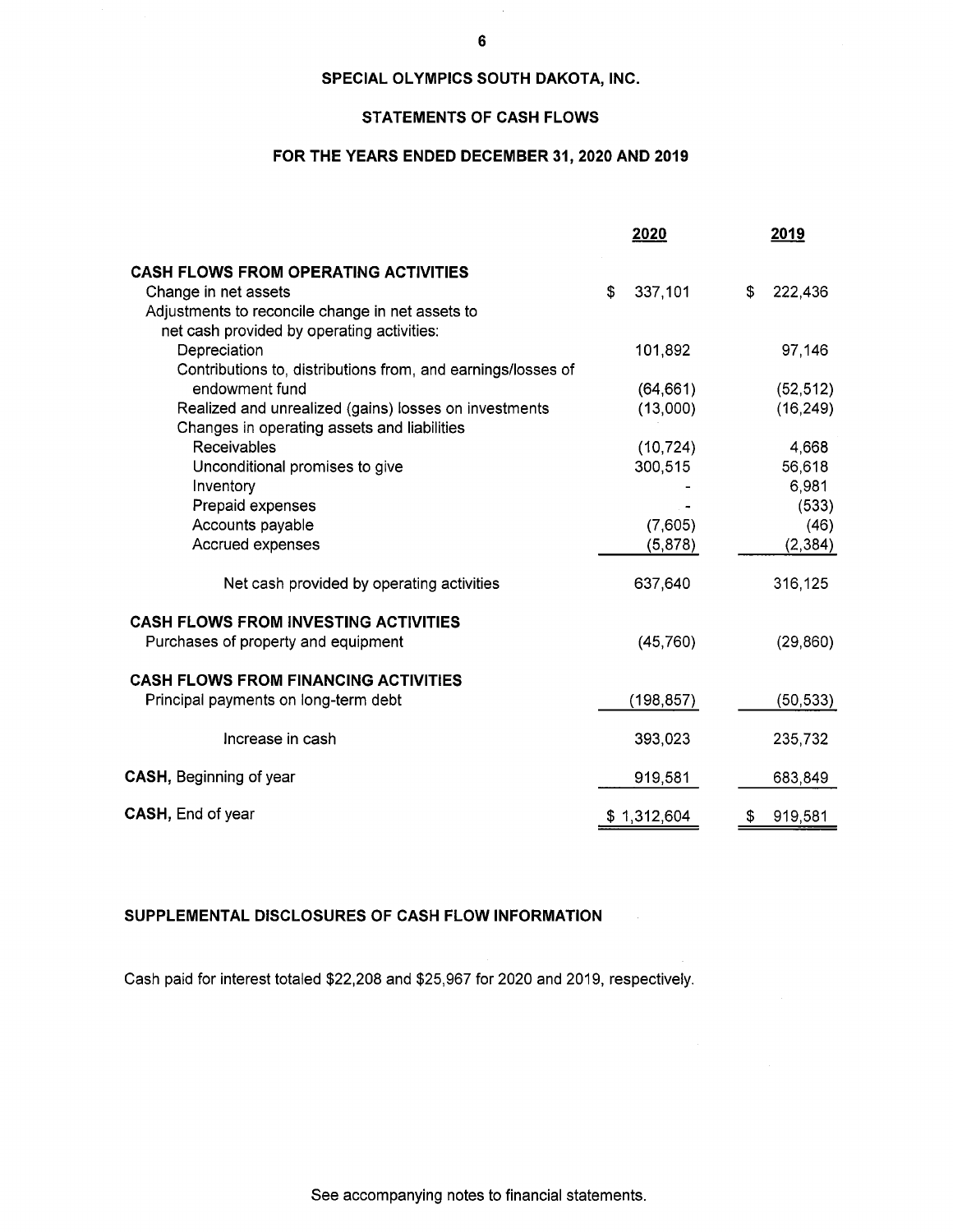# SPECIAL OLYMPICS SOUTH DAKOTA, INC.

## STATEMENTS OF CASH FLOWS

### FOR THE YEARS ENDED DECEMBER 31, 2020 AND 2019

| | 2020 | 2019 |
|---|---|---|
| **CASH FLOWS FROM OPERATING ACTIVITIES** | | |
| Change in net assets | $ 337,101 | $ 222,436 |
| Adjustments to reconcile change in net assets to net cash provided by operating activities: | | |
| Depreciation | 101,892 | 97,146 |
| Contributions to, distributions from, and earnings/losses of endowment fund | (64,661) | (52,512) |
| Realized and unrealized (gains) losses on investments | (13,000) | (16,249) |
| Changes in operating assets and liabilities | | |
| Receivables | (10,724) | 4,668 |
| Unconditional promises to give | 300,515 | 56,618 |
| Inventory | - | 6,981 |
| Prepaid expenses | - | (533) |
| Accounts payable | (7,605) | (46) |
| Accrued expenses | (5,878) | (2,384) |
| Net cash provided by operating activities | 637,640 | 316,125 |
| **CASH FLOWS FROM INVESTING ACTIVITIES** | | |
| Purchases of property and equipment | (45,760) | (29,860) |
| **CASH FLOWS FROM FINANCING ACTIVITIES** | | |
| Principal payments on long-term debt | (198,857) | (50,533) |
| Increase in cash | 393,023 | 235,732 |
| **CASH,** Beginning of year | 919,581 | 683,849 |
| **CASH,** End of year | $ 1,312,604 | $ 919,581 |

**SUPPLEMENTAL DISCLOSURES OF CASH FLOW INFORMATION**

Cash paid for interest totaled $22,208 and $25,967 for 2020 and 2019, respectively.

See accompanying notes to financial statements.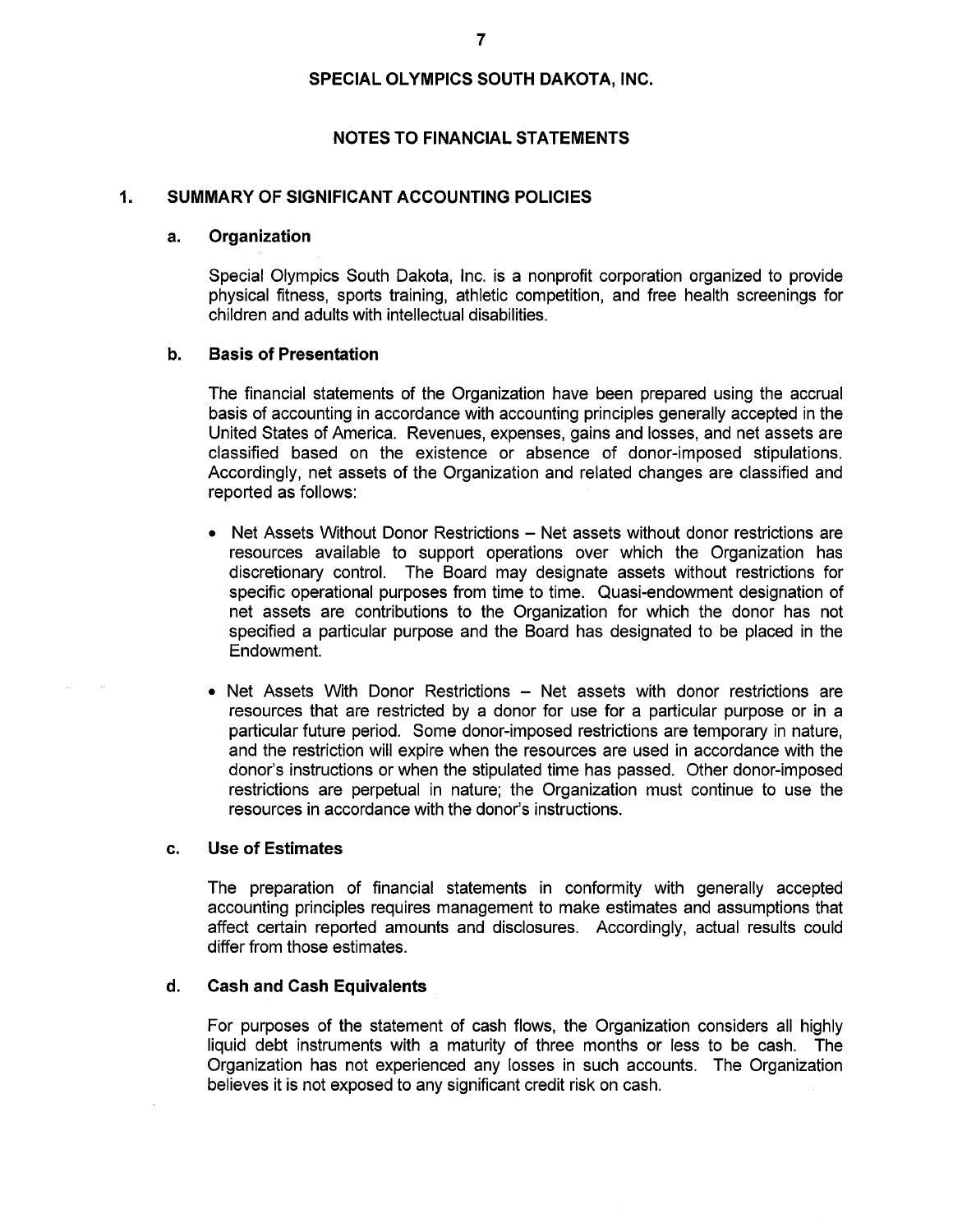# SPECIAL OLYMPICS SOUTH DAKOTA, INC.

## NOTES TO FINANCIAL STATEMENTS

### 1. SUMMARY OF SIGNIFICANT ACCOUNTING POLICIES

#### a. Organization

Special Olympics South Dakota, Inc. is a nonprofit corporation organized to provide physical fitness, sports training, athletic competition, and free health screenings for children and adults with intellectual disabilities.

#### b. Basis of Presentation

The financial statements of the Organization have been prepared using the accrual basis of accounting in accordance with accounting principles generally accepted in the United States of America. Revenues, expenses, gains and losses, and net assets are classified based on the existence or absence of donor-imposed stipulations. Accordingly, net assets of the Organization and related changes are classified and reported as follows:

- Net Assets Without Donor Restrictions – Net assets without donor restrictions are resources available to support operations over which the Organization has discretionary control. The Board may designate assets without restrictions for specific operational purposes from time to time. Quasi-endowment designation of net assets are contributions to the Organization for which the donor has not specified a particular purpose and the Board has designated to be placed in the Endowment.
- Net Assets With Donor Restrictions – Net assets with donor restrictions are resources that are restricted by a donor for use for a particular purpose or in a particular future period. Some donor-imposed restrictions are temporary in nature, and the restriction will expire when the resources are used in accordance with the donor's instructions or when the stipulated time has passed. Other donor-imposed restrictions are perpetual in nature; the Organization must continue to use the resources in accordance with the donor's instructions.

#### c. Use of Estimates

The preparation of financial statements in conformity with generally accepted accounting principles requires management to make estimates and assumptions that affect certain reported amounts and disclosures. Accordingly, actual results could differ from those estimates.

#### d. Cash and Cash Equivalents

For purposes of the statement of cash flows, the Organization considers all highly liquid debt instruments with a maturity of three months or less to be cash. The Organization has not experienced any losses in such accounts. The Organization believes it is not exposed to any significant credit risk on cash.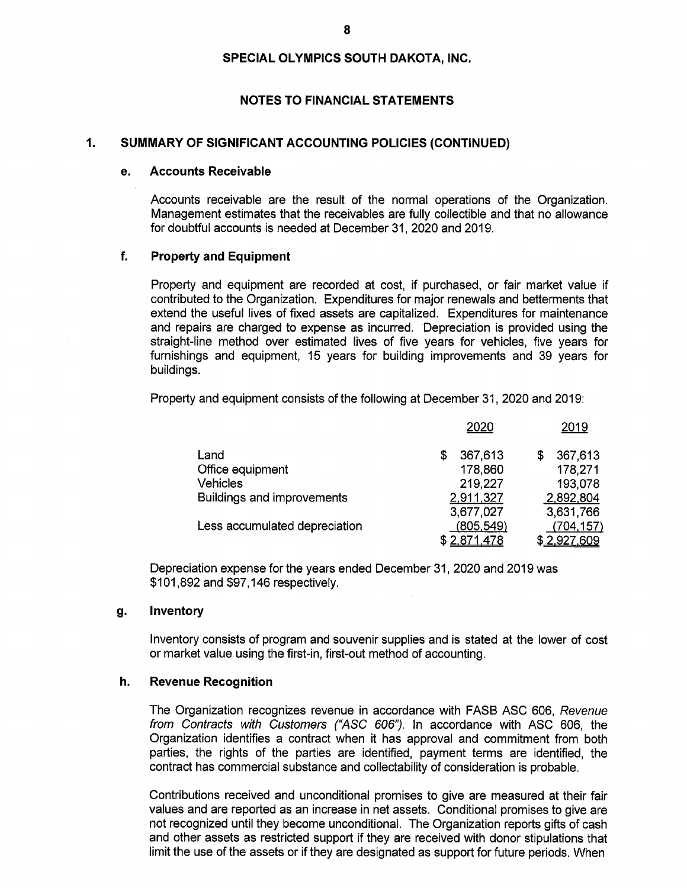## SPECIAL OLYMPICS SOUTH DAKOTA, INC.

## NOTES TO FINANCIAL STATEMENTS

### 1. SUMMARY OF SIGNIFICANT ACCOUNTING POLICIES (CONTINUED)

#### e. Accounts Receivable

Accounts receivable are the result of the normal operations of the Organization. Management estimates that the receivables are fully collectible and that no allowance for doubtful accounts is needed at December 31, 2020 and 2019.

#### f. Property and Equipment

Property and equipment are recorded at cost, if purchased, or fair market value if contributed to the Organization. Expenditures for major renewals and betterments that extend the useful lives of fixed assets are capitalized. Expenditures for maintenance and repairs are charged to expense as incurred. Depreciation is provided using the straight-line method over estimated lives of five years for vehicles, five years for furnishings and equipment, 15 years for building improvements and 39 years for buildings.

Property and equipment consists of the following at December 31, 2020 and 2019:

| | 2020 | 2019 |
|---|---|---|
| Land | $ 367,613 | $ 367,613 |
| Office equipment | 178,860 | 178,271 |
| Vehicles | 219,227 | 193,078 |
| Buildings and improvements | 2,911,327 | 2,892,804 |
| | 3,677,027 | 3,631,766 |
| Less accumulated depreciation | (805,549) | (704,157) |
| | $ 2,871,478 | $ 2,927,609 |

Depreciation expense for the years ended December 31, 2020 and 2019 was $101,892 and $97,146 respectively.

#### g. Inventory

Inventory consists of program and souvenir supplies and is stated at the lower of cost or market value using the first-in, first-out method of accounting.

#### h. Revenue Recognition

The Organization recognizes revenue in accordance with FASB ASC 606, *Revenue from Contracts with Customers ("ASC 606")*. In accordance with ASC 606, the Organization identifies a contract when it has approval and commitment from both parties, the rights of the parties are identified, payment terms are identified, the contract has commercial substance and collectability of consideration is probable.

Contributions received and unconditional promises to give are measured at their fair values and are reported as an increase in net assets. Conditional promises to give are not recognized until they become unconditional. The Organization reports gifts of cash and other assets as restricted support if they are received with donor stipulations that limit the use of the assets or if they are designated as support for future periods. When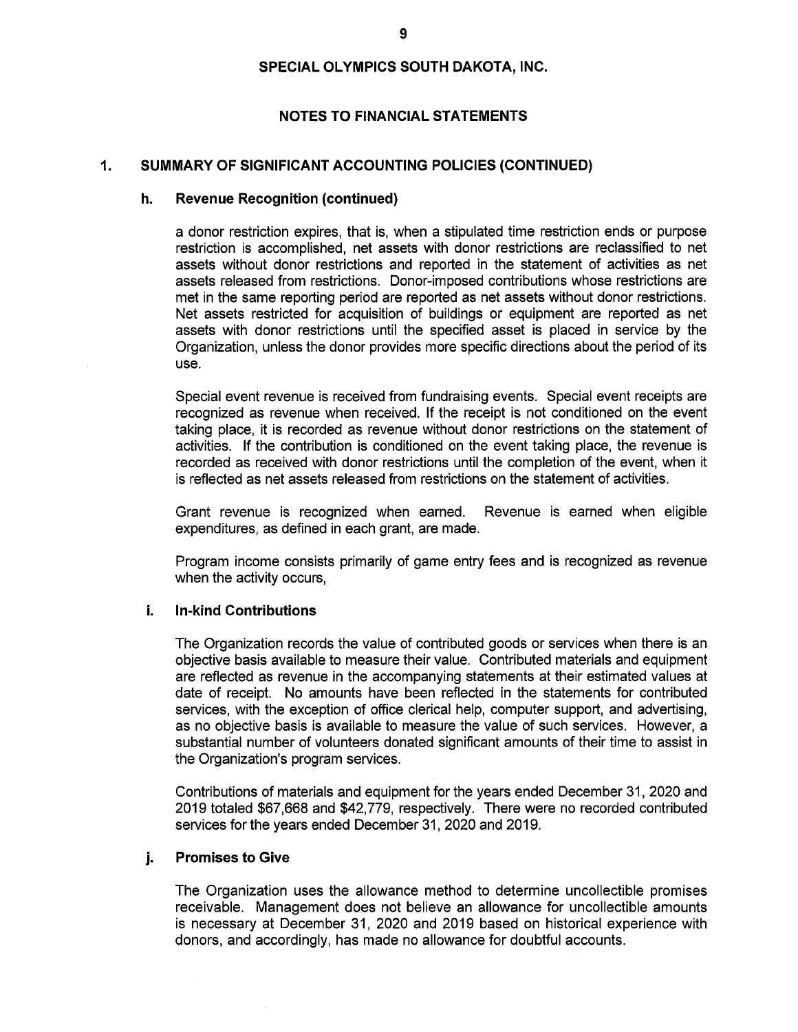# SPECIAL OLYMPICS SOUTH DAKOTA, INC.

## NOTES TO FINANCIAL STATEMENTS

### 1. SUMMARY OF SIGNIFICANT ACCOUNTING POLICIES (CONTINUED)

#### h. Revenue Recognition (continued)

a donor restriction expires, that is, when a stipulated time restriction ends or purpose restriction is accomplished, net assets with donor restrictions are reclassified to net assets without donor restrictions and reported in the statement of activities as net assets released from restrictions. Donor-imposed contributions whose restrictions are met in the same reporting period are reported as net assets without donor restrictions. Net assets restricted for acquisition of buildings or equipment are reported as net assets with donor restrictions until the specified asset is placed in service by the Organization, unless the donor provides more specific directions about the period of its use.

Special event revenue is received from fundraising events. Special event receipts are recognized as revenue when received. If the receipt is not conditioned on the event taking place, it is recorded as revenue without donor restrictions on the statement of activities. If the contribution is conditioned on the event taking place, the revenue is recorded as received with donor restrictions until the completion of the event, when it is reflected as net assets released from restrictions on the statement of activities.

Grant revenue is recognized when earned. Revenue is earned when eligible expenditures, as defined in each grant, are made.

Program income consists primarily of game entry fees and is recognized as revenue when the activity occurs,

#### i. In-kind Contributions

The Organization records the value of contributed goods or services when there is an objective basis available to measure their value. Contributed materials and equipment are reflected as revenue in the accompanying statements at their estimated values at date of receipt. No amounts have been reflected in the statements for contributed services, with the exception of office clerical help, computer support, and advertising, as no objective basis is available to measure the value of such services. However, a substantial number of volunteers donated significant amounts of their time to assist in the Organization's program services.

Contributions of materials and equipment for the years ended December 31, 2020 and 2019 totaled $67,668 and $42,779, respectively. There were no recorded contributed services for the years ended December 31, 2020 and 2019.

#### j. Promises to Give

The Organization uses the allowance method to determine uncollectible promises receivable. Management does not believe an allowance for uncollectible amounts is necessary at December 31, 2020 and 2019 based on historical experience with donors, and accordingly, has made no allowance for doubtful accounts.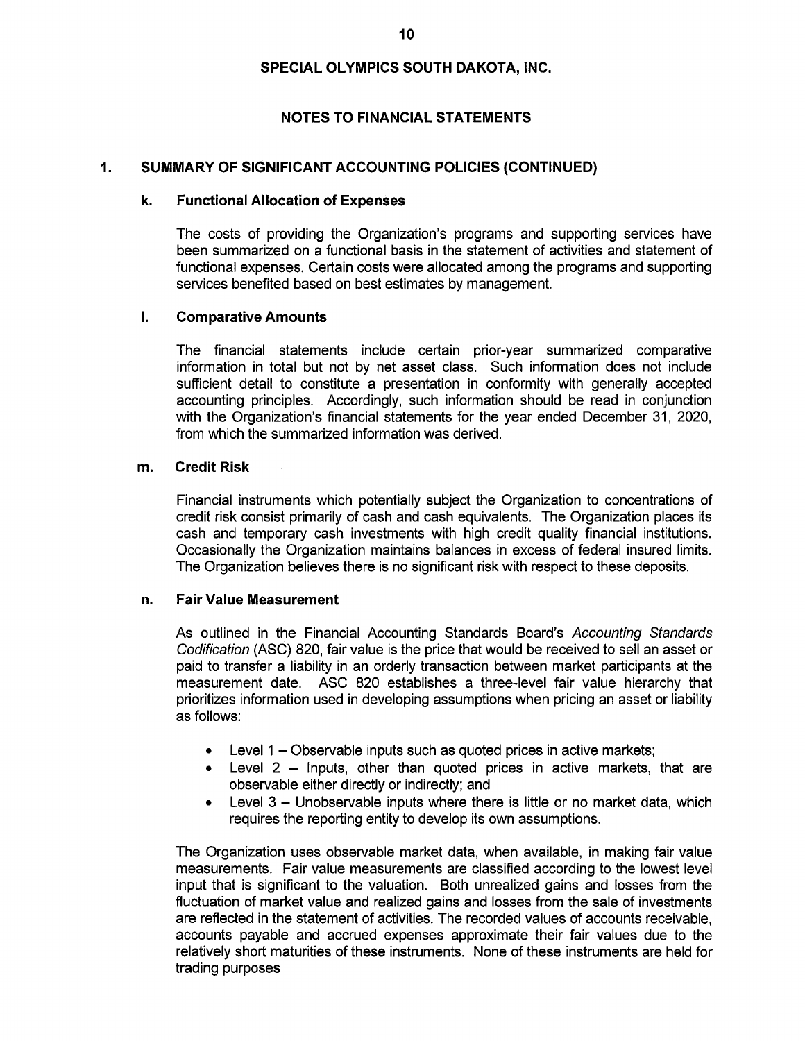# SPECIAL OLYMPICS SOUTH DAKOTA, INC.

## NOTES TO FINANCIAL STATEMENTS

### 1. SUMMARY OF SIGNIFICANT ACCOUNTING POLICIES (CONTINUED)

#### k. Functional Allocation of Expenses

The costs of providing the Organization's programs and supporting services have been summarized on a functional basis in the statement of activities and statement of functional expenses. Certain costs were allocated among the programs and supporting services benefited based on best estimates by management.

#### l. Comparative Amounts

The financial statements include certain prior-year summarized comparative information in total but not by net asset class. Such information does not include sufficient detail to constitute a presentation in conformity with generally accepted accounting principles. Accordingly, such information should be read in conjunction with the Organization's financial statements for the year ended December 31, 2020, from which the summarized information was derived.

#### m. Credit Risk

Financial instruments which potentially subject the Organization to concentrations of credit risk consist primarily of cash and cash equivalents. The Organization places its cash and temporary cash investments with high credit quality financial institutions. Occasionally the Organization maintains balances in excess of federal insured limits. The Organization believes there is no significant risk with respect to these deposits.

#### n. Fair Value Measurement

As outlined in the Financial Accounting Standards Board's *Accounting Standards Codification* (ASC) 820, fair value is the price that would be received to sell an asset or paid to transfer a liability in an orderly transaction between market participants at the measurement date. ASC 820 establishes a three-level fair value hierarchy that prioritizes information used in developing assumptions when pricing an asset or liability as follows:

- Level 1 – Observable inputs such as quoted prices in active markets;
- Level 2 – Inputs, other than quoted prices in active markets, that are observable either directly or indirectly; and
- Level 3 – Unobservable inputs where there is little or no market data, which requires the reporting entity to develop its own assumptions.

The Organization uses observable market data, when available, in making fair value measurements. Fair value measurements are classified according to the lowest level input that is significant to the valuation. Both unrealized gains and losses from the fluctuation of market value and realized gains and losses from the sale of investments are reflected in the statement of activities. The recorded values of accounts receivable, accounts payable and accrued expenses approximate their fair values due to the relatively short maturities of these instruments. None of these instruments are held for trading purposes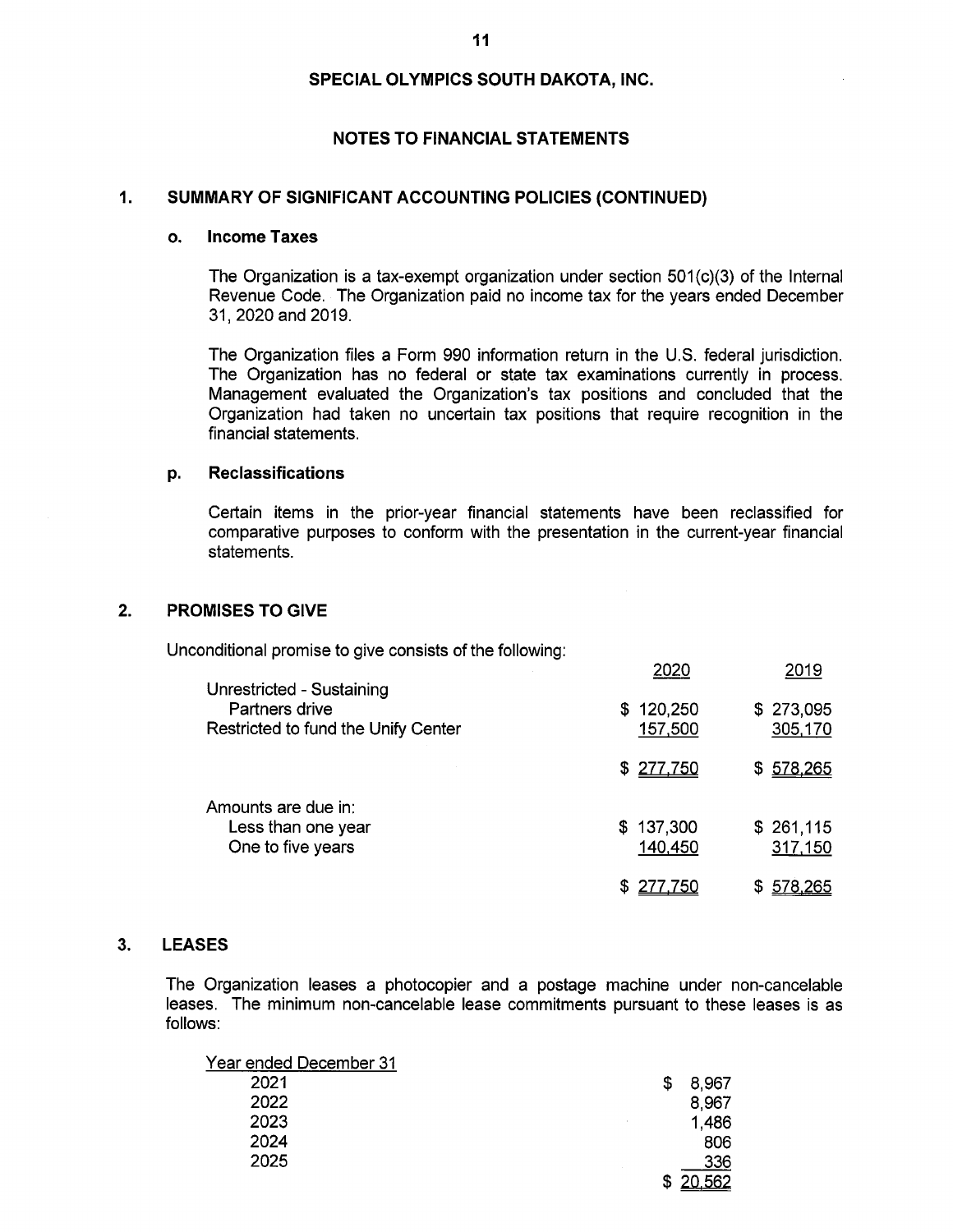# SPECIAL OLYMPICS SOUTH DAKOTA, INC.

## NOTES TO FINANCIAL STATEMENTS

### 1. SUMMARY OF SIGNIFICANT ACCOUNTING POLICIES (CONTINUED)

#### o. Income Taxes

The Organization is a tax-exempt organization under section 501(c)(3) of the Internal Revenue Code. The Organization paid no income tax for the years ended December 31, 2020 and 2019.

The Organization files a Form 990 information return in the U.S. federal jurisdiction. The Organization has no federal or state tax examinations currently in process. Management evaluated the Organization's tax positions and concluded that the Organization had taken no uncertain tax positions that require recognition in the financial statements.

#### p. Reclassifications

Certain items in the prior-year financial statements have been reclassified for comparative purposes to conform with the presentation in the current-year financial statements.

### 2. PROMISES TO GIVE

Unconditional promise to give consists of the following:

| | 2020 | 2019 |
|---|---|---|
| Unrestricted - Sustaining Partners drive | $ 120,250 | $ 273,095 |
| Restricted to fund the Unify Center | 157,500 | 305,170 |
| | $ 277,750 | $ 578,265 |
| Amounts are due in: | | |
| Less than one year | $ 137,300 | $ 261,115 |
| One to five years | 140,450 | 317,150 |
| | $ 277,750 | $ 578,265 |

### 3. LEASES

The Organization leases a photocopier and a postage machine under non-cancelable leases. The minimum non-cancelable lease commitments pursuant to these leases is as follows:

| Year ended December 31 | |
|---|---|
| 2021 | $ 8,967 |
| 2022 | 8,967 |
| 2023 | 1,486 |
| 2024 | 806 |
| 2025 | 336 |
| | $ 20,562 |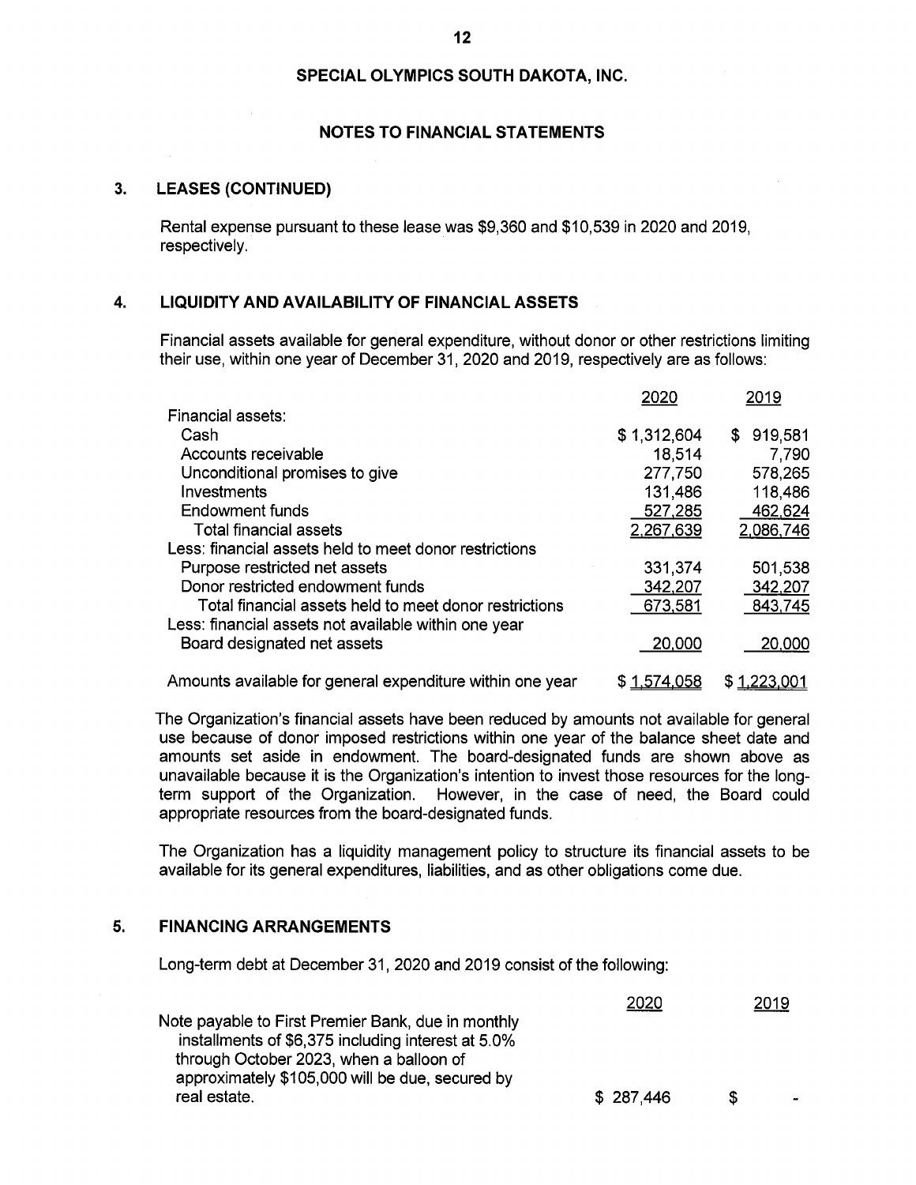# SPECIAL OLYMPICS SOUTH DAKOTA, INC.

## NOTES TO FINANCIAL STATEMENTS

### 3. LEASES (CONTINUED)

Rental expense pursuant to these lease was $9,360 and $10,539 in 2020 and 2019, respectively.

### 4. LIQUIDITY AND AVAILABILITY OF FINANCIAL ASSETS

Financial assets available for general expenditure, without donor or other restrictions limiting their use, within one year of December 31, 2020 and 2019, respectively are as follows:

| | 2020 | 2019 |
|---|---|---|
| Financial assets: | | |
| Cash | $ 1,312,604 | $ 919,581 |
| Accounts receivable | 18,514 | 7,790 |
| Unconditional promises to give | 277,750 | 578,265 |
| Investments | 131,486 | 118,486 |
| Endowment funds | 527,285 | 462,624 |
| Total financial assets | 2,267,639 | 2,086,746 |
| Less: financial assets held to meet donor restrictions | | |
| Purpose restricted net assets | 331,374 | 501,538 |
| Donor restricted endowment funds | 342,207 | 342,207 |
| Total financial assets held to meet donor restrictions | 673,581 | 843,745 |
| Less: financial assets not available within one year | | |
| Board designated net assets | 20,000 | 20,000 |
| Amounts available for general expenditure within one year | $ 1,574,058 | $ 1,223,001 |

The Organization's financial assets have been reduced by amounts not available for general use because of donor imposed restrictions within one year of the balance sheet date and amounts set aside in endowment. The board-designated funds are shown above as unavailable because it is the Organization's intention to invest those resources for the long-term support of the Organization. However, in the case of need, the Board could appropriate resources from the board-designated funds.

The Organization has a liquidity management policy to structure its financial assets to be available for its general expenditures, liabilities, and as other obligations come due.

### 5. FINANCING ARRANGEMENTS

Long-term debt at December 31, 2020 and 2019 consist of the following:

| | 2020 | 2019 |
|---|---|---|
| Note payable to First Premier Bank, due in monthly installments of $6,375 including interest at 5.0% through October 2023, when a balloon of approximately $105,000 will be due, secured by real estate. | $ 287,446 | $ - |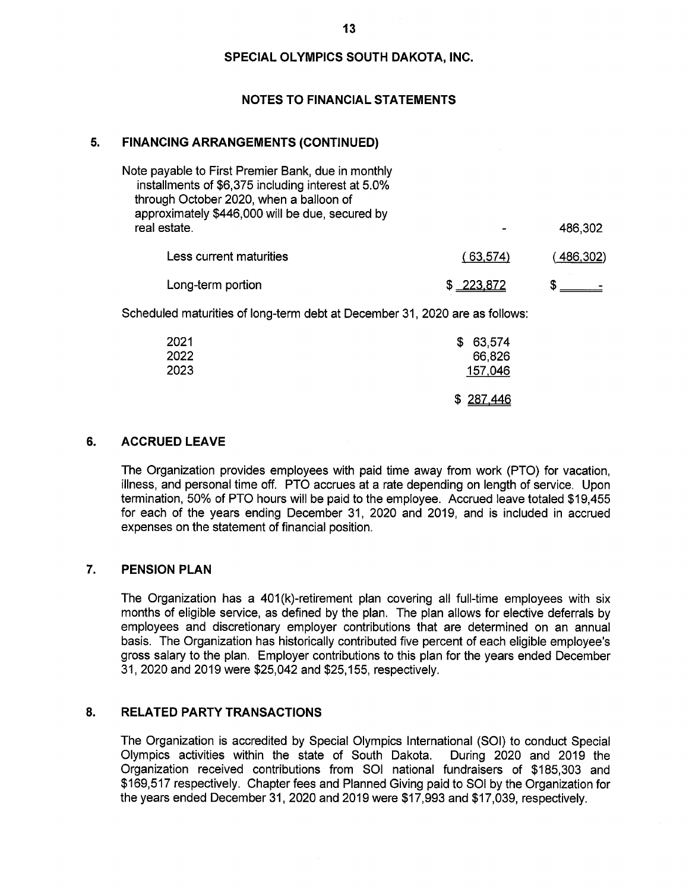## SPECIAL OLYMPICS SOUTH DAKOTA, INC.

## NOTES TO FINANCIAL STATEMENTS

### 5. FINANCING ARRANGEMENTS (CONTINUED)

| | | |
|---|---|---|
| Note payable to First Premier Bank, due in monthly installments of $6,375 including interest at 5.0% through October 2020, when a balloon of approximately $446,000 will be due, secured by real estate. | - | 486,302 |
| Less current maturities | (63,574) | (486,302) |
| Long-term portion | $ 223,872 | $ - |

Scheduled maturities of long-term debt at December 31, 2020 are as follows:

| | |
|---|---|
| 2021 | $ 63,574 |
| 2022 | 66,826 |
| 2023 | 157,046 |
| | $ 287,446 |

### 6. ACCRUED LEAVE

The Organization provides employees with paid time away from work (PTO) for vacation, illness, and personal time off. PTO accrues at a rate depending on length of service. Upon termination, 50% of PTO hours will be paid to the employee. Accrued leave totaled $19,455 for each of the years ending December 31, 2020 and 2019, and is included in accrued expenses on the statement of financial position.

### 7. PENSION PLAN

The Organization has a 401(k)-retirement plan covering all full-time employees with six months of eligible service, as defined by the plan. The plan allows for elective deferrals by employees and discretionary employer contributions that are determined on an annual basis. The Organization has historically contributed five percent of each eligible employee's gross salary to the plan. Employer contributions to this plan for the years ended December 31, 2020 and 2019 were $25,042 and $25,155, respectively.

### 8. RELATED PARTY TRANSACTIONS

The Organization is accredited by Special Olympics International (SOI) to conduct Special Olympics activities within the state of South Dakota. During 2020 and 2019 the Organization received contributions from SOI national fundraisers of $185,303 and $169,517 respectively. Chapter fees and Planned Giving paid to SOI by the Organization for the years ended December 31, 2020 and 2019 were $17,993 and $17,039, respectively.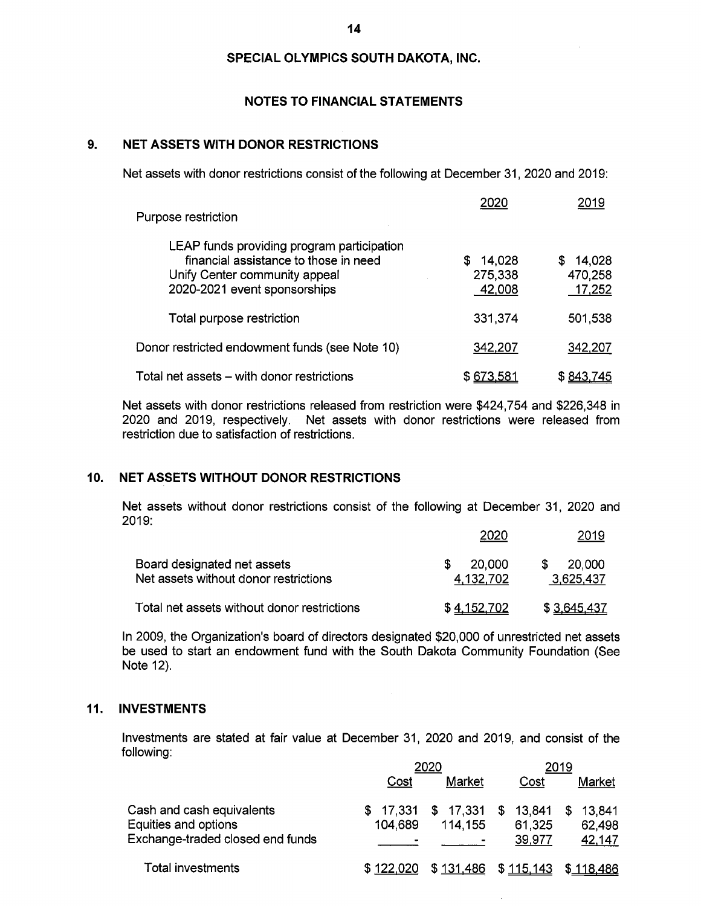**SPECIAL OLYMPICS SOUTH DAKOTA, INC.**

**NOTES TO FINANCIAL STATEMENTS**

## 9. NET ASSETS WITH DONOR RESTRICTIONS

Net assets with donor restrictions consist of the following at December 31, 2020 and 2019:

| | 2020 | 2019 |
|---|---|---|
| Purpose restriction | | |
| LEAP funds providing program participation financial assistance to those in need | $ 14,028 | $ 14,028 |
| Unify Center community appeal | 275,338 | 470,258 |
| 2020-2021 event sponsorships | 42,008 | 17,252 |
| Total purpose restriction | 331,374 | 501,538 |
| Donor restricted endowment funds (see Note 10) | 342,207 | 342,207 |
| Total net assets – with donor restrictions | $ 673,581 | $ 843,745 |

Net assets with donor restrictions released from restriction were $424,754 and $226,348 in 2020 and 2019, respectively. Net assets with donor restrictions were released from restriction due to satisfaction of restrictions.

## 10. NET ASSETS WITHOUT DONOR RESTRICTIONS

Net assets without donor restrictions consist of the following at December 31, 2020 and 2019:

| | 2020 | 2019 |
|---|---|---|
| Board designated net assets | $ 20,000 | $ 20,000 |
| Net assets without donor restrictions | 4,132,702 | 3,625,437 |
| Total net assets without donor restrictions | $ 4,152,702 | $ 3,645,437 |

In 2009, the Organization's board of directors designated $20,000 of unrestricted net assets be used to start an endowment fund with the South Dakota Community Foundation (See Note 12).

## 11. INVESTMENTS

Investments are stated at fair value at December 31, 2020 and 2019, and consist of the following:

| | 2020 | | 2019 | |
|---|---|---|---|---|
| | Cost | Market | Cost | Market |
| Cash and cash equivalents | $ 17,331 | $ 17,331 | $ 13,841 | $ 13,841 |
| Equities and options | 104,689 | 114,155 | 61,325 | 62,498 |
| Exchange-traded closed end funds | - | - | 39,977 | 42,147 |
| Total investments | $ 122,020 | $ 131,486 | $ 115,143 | $ 118,486 |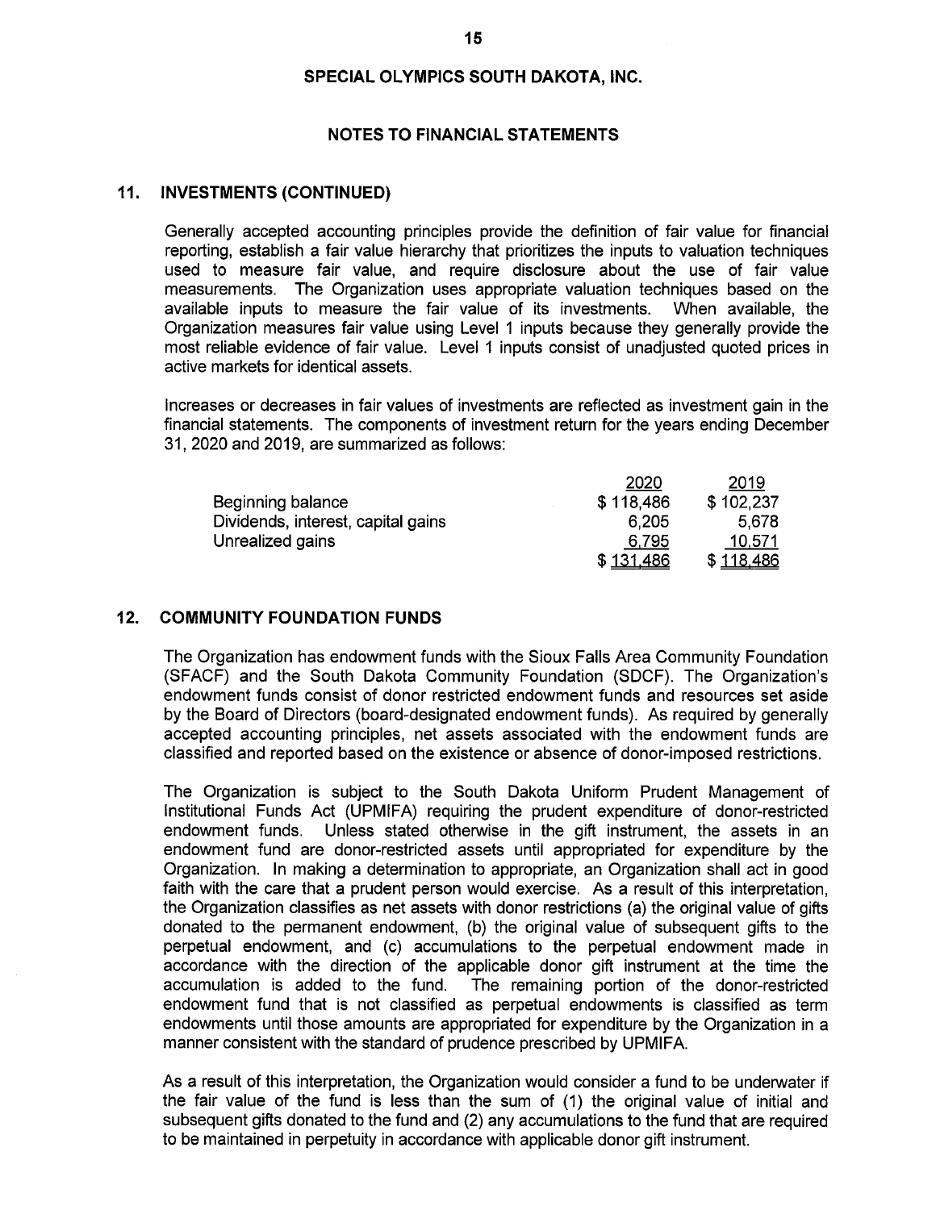**SPECIAL OLYMPICS SOUTH DAKOTA, INC.**

**NOTES TO FINANCIAL STATEMENTS**

## 11. INVESTMENTS (CONTINUED)

Generally accepted accounting principles provide the definition of fair value for financial reporting, establish a fair value hierarchy that prioritizes the inputs to valuation techniques used to measure fair value, and require disclosure about the use of fair value measurements. The Organization uses appropriate valuation techniques based on the available inputs to measure the fair value of its investments. When available, the Organization measures fair value using Level 1 inputs because they generally provide the most reliable evidence of fair value. Level 1 inputs consist of unadjusted quoted prices in active markets for identical assets.

Increases or decreases in fair values of investments are reflected as investment gain in the financial statements. The components of investment return for the years ending December 31, 2020 and 2019, are summarized as follows:

| | 2020 | 2019 |
|---|---|---|
| Beginning balance | $ 118,486 | $ 102,237 |
| Dividends, interest, capital gains | 6,205 | 5,678 |
| Unrealized gains | 6,795 | 10,571 |
| | $ 131,486 | $ 118,486 |

## 12. COMMUNITY FOUNDATION FUNDS

The Organization has endowment funds with the Sioux Falls Area Community Foundation (SFACF) and the South Dakota Community Foundation (SDCF). The Organization's endowment funds consist of donor restricted endowment funds and resources set aside by the Board of Directors (board-designated endowment funds). As required by generally accepted accounting principles, net assets associated with the endowment funds are classified and reported based on the existence or absence of donor-imposed restrictions.

The Organization is subject to the South Dakota Uniform Prudent Management of Institutional Funds Act (UPMIFA) requiring the prudent expenditure of donor-restricted endowment funds. Unless stated otherwise in the gift instrument, the assets in an endowment fund are donor-restricted assets until appropriated for expenditure by the Organization. In making a determination to appropriate, an Organization shall act in good faith with the care that a prudent person would exercise. As a result of this interpretation, the Organization classifies as net assets with donor restrictions (a) the original value of gifts donated to the permanent endowment, (b) the original value of subsequent gifts to the perpetual endowment, and (c) accumulations to the perpetual endowment made in accordance with the direction of the applicable donor gift instrument at the time the accumulation is added to the fund. The remaining portion of the donor-restricted endowment fund that is not classified as perpetual endowments is classified as term endowments until those amounts are appropriated for expenditure by the Organization in a manner consistent with the standard of prudence prescribed by UPMIFA.

As a result of this interpretation, the Organization would consider a fund to be underwater if the fair value of the fund is less than the sum of (1) the original value of initial and subsequent gifts donated to the fund and (2) any accumulations to the fund that are required to be maintained in perpetuity in accordance with applicable donor gift instrument.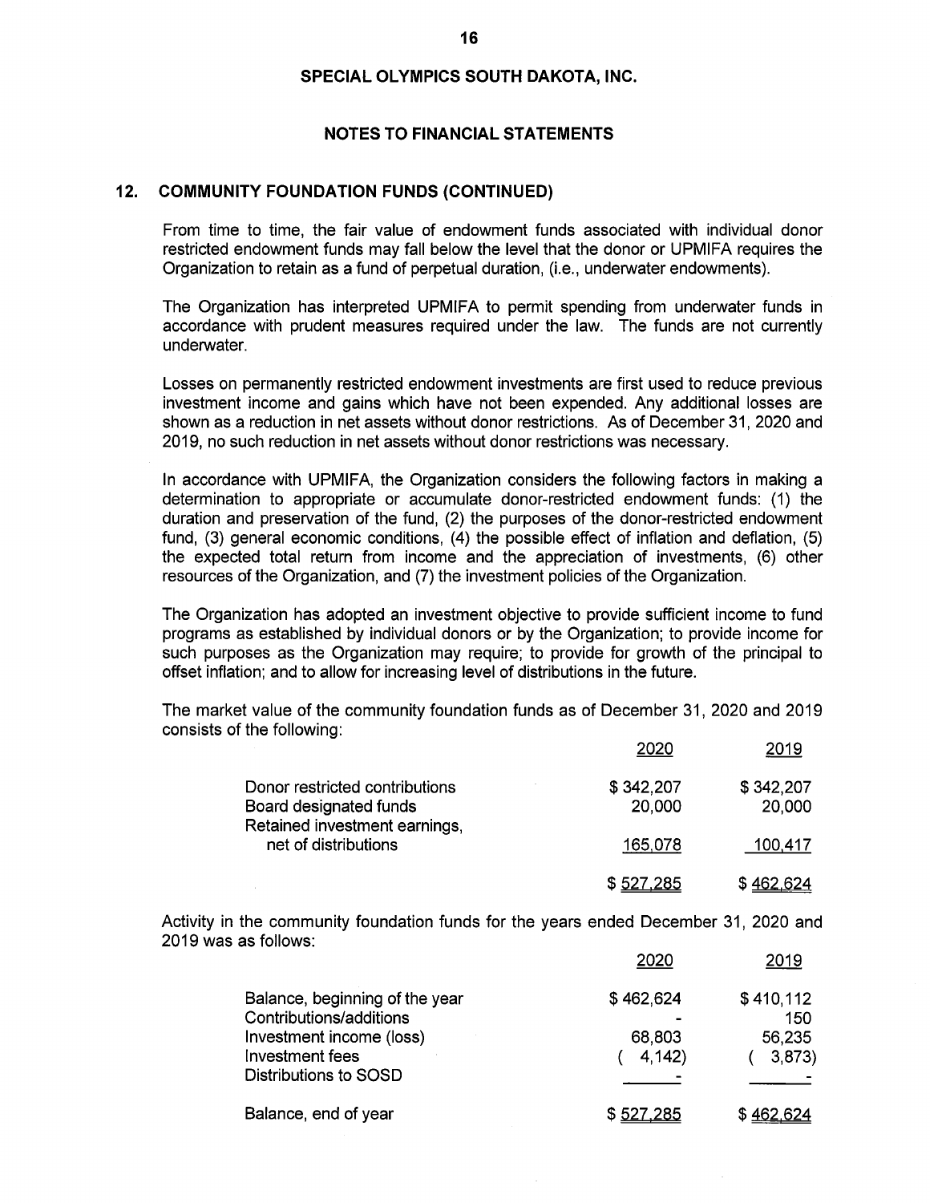## SPECIAL OLYMPICS SOUTH DAKOTA, INC.

## NOTES TO FINANCIAL STATEMENTS

### 12. COMMUNITY FOUNDATION FUNDS (CONTINUED)

From time to time, the fair value of endowment funds associated with individual donor restricted endowment funds may fall below the level that the donor or UPMIFA requires the Organization to retain as a fund of perpetual duration, (i.e., underwater endowments).

The Organization has interpreted UPMIFA to permit spending from underwater funds in accordance with prudent measures required under the law. The funds are not currently underwater.

Losses on permanently restricted endowment investments are first used to reduce previous investment income and gains which have not been expended. Any additional losses are shown as a reduction in net assets without donor restrictions. As of December 31, 2020 and 2019, no such reduction in net assets without donor restrictions was necessary.

In accordance with UPMIFA, the Organization considers the following factors in making a determination to appropriate or accumulate donor-restricted endowment funds: (1) the duration and preservation of the fund, (2) the purposes of the donor-restricted endowment fund, (3) general economic conditions, (4) the possible effect of inflation and deflation, (5) the expected total return from income and the appreciation of investments, (6) other resources of the Organization, and (7) the investment policies of the Organization.

The Organization has adopted an investment objective to provide sufficient income to fund programs as established by individual donors or by the Organization; to provide income for such purposes as the Organization may require; to provide for growth of the principal to offset inflation; and to allow for increasing level of distributions in the future.

The market value of the community foundation funds as of December 31, 2020 and 2019 consists of the following:

| | 2020 | 2019 |
|---|---|---|
| Donor restricted contributions | $ 342,207 | $ 342,207 |
| Board designated funds | 20,000 | 20,000 |
| Retained investment earnings, net of distributions | 165,078 | 100,417 |
| | $ 527,285 | $ 462,624 |

Activity in the community foundation funds for the years ended December 31, 2020 and 2019 was as follows:

| | 2020 | 2019 |
|---|---|---|
| Balance, beginning of the year | $ 462,624 | $ 410,112 |
| Contributions/additions | - | 150 |
| Investment income (loss) | 68,803 | 56,235 |
| Investment fees | ( 4,142) | ( 3,873) |
| Distributions to SOSD | - | - |
| Balance, end of year | $ 527,285 | $ 462,624 |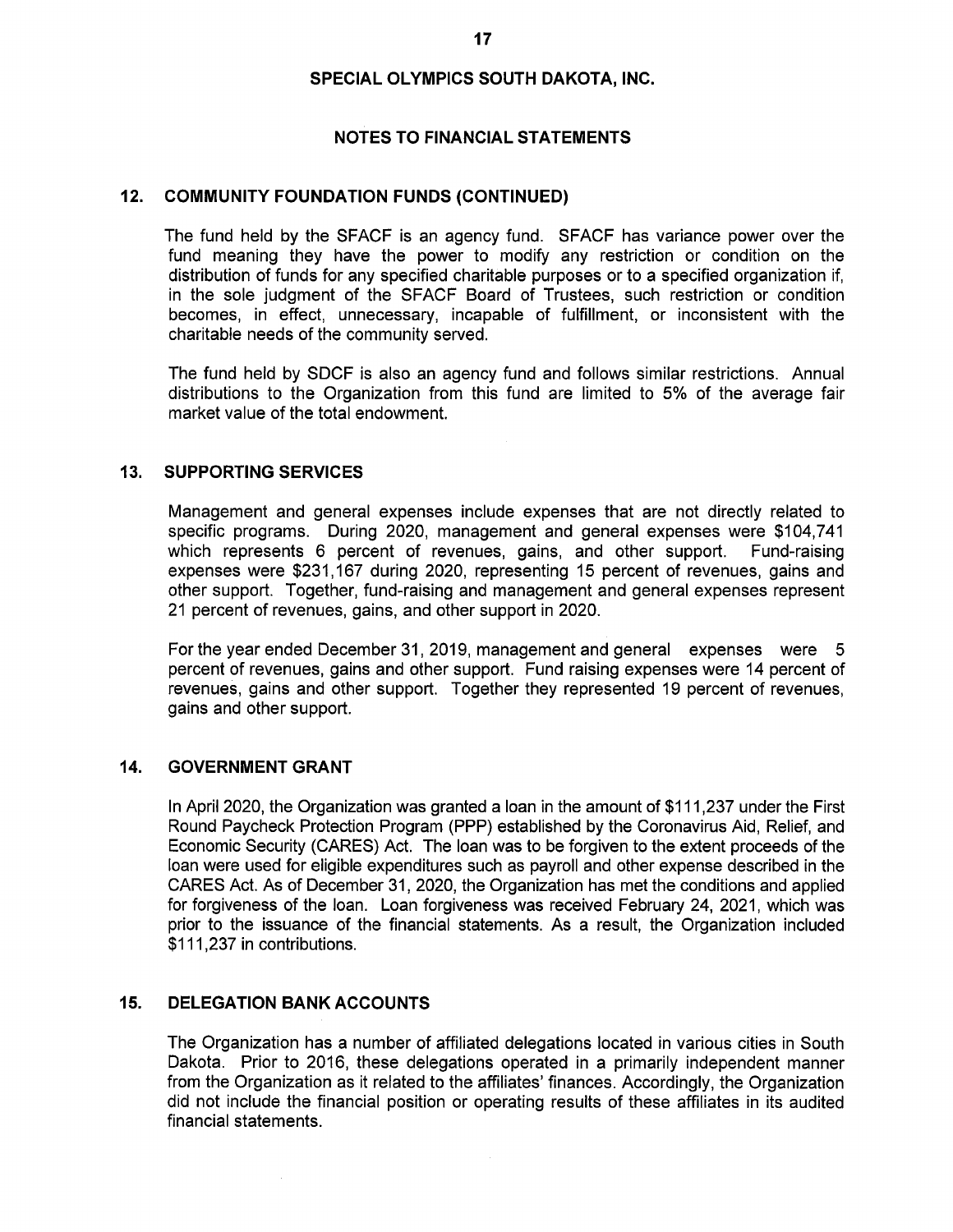**SPECIAL OLYMPICS SOUTH DAKOTA, INC.**

**NOTES TO FINANCIAL STATEMENTS**

## 12. COMMUNITY FOUNDATION FUNDS (CONTINUED)

The fund held by the SFACF is an agency fund. SFACF has variance power over the fund meaning they have the power to modify any restriction or condition on the distribution of funds for any specified charitable purposes or to a specified organization if, in the sole judgment of the SFACF Board of Trustees, such restriction or condition becomes, in effect, unnecessary, incapable of fulfillment, or inconsistent with the charitable needs of the community served.

The fund held by SDCF is also an agency fund and follows similar restrictions. Annual distributions to the Organization from this fund are limited to 5% of the average fair market value of the total endowment.

## 13. SUPPORTING SERVICES

Management and general expenses include expenses that are not directly related to specific programs. During 2020, management and general expenses were $104,741 which represents 6 percent of revenues, gains, and other support. Fund-raising expenses were $231,167 during 2020, representing 15 percent of revenues, gains and other support. Together, fund-raising and management and general expenses represent 21 percent of revenues, gains, and other support in 2020.

For the year ended December 31, 2019, management and general expenses were 5 percent of revenues, gains and other support. Fund raising expenses were 14 percent of revenues, gains and other support. Together they represented 19 percent of revenues, gains and other support.

## 14. GOVERNMENT GRANT

In April 2020, the Organization was granted a loan in the amount of $111,237 under the First Round Paycheck Protection Program (PPP) established by the Coronavirus Aid, Relief, and Economic Security (CARES) Act. The loan was to be forgiven to the extent proceeds of the loan were used for eligible expenditures such as payroll and other expense described in the CARES Act. As of December 31, 2020, the Organization has met the conditions and applied for forgiveness of the loan. Loan forgiveness was received February 24, 2021, which was prior to the issuance of the financial statements. As a result, the Organization included $111,237 in contributions.

## 15. DELEGATION BANK ACCOUNTS

The Organization has a number of affiliated delegations located in various cities in South Dakota. Prior to 2016, these delegations operated in a primarily independent manner from the Organization as it related to the affiliates' finances. Accordingly, the Organization did not include the financial position or operating results of these affiliates in its audited financial statements.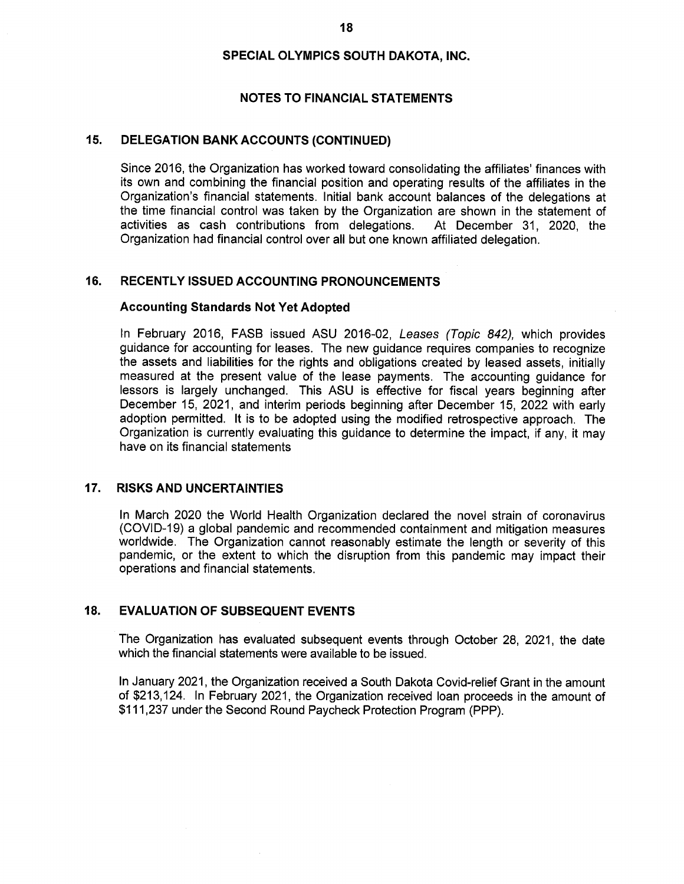**SPECIAL OLYMPICS SOUTH DAKOTA, INC.**

**NOTES TO FINANCIAL STATEMENTS**

## 15. DELEGATION BANK ACCOUNTS (CONTINUED)

Since 2016, the Organization has worked toward consolidating the affiliates' finances with its own and combining the financial position and operating results of the affiliates in the Organization's financial statements. Initial bank account balances of the delegations at the time financial control was taken by the Organization are shown in the statement of activities as cash contributions from delegations. At December 31, 2020, the Organization had financial control over all but one known affiliated delegation.

## 16. RECENTLY ISSUED ACCOUNTING PRONOUNCEMENTS

### Accounting Standards Not Yet Adopted

In February 2016, FASB issued ASU 2016-02, *Leases (Topic 842),* which provides guidance for accounting for leases. The new guidance requires companies to recognize the assets and liabilities for the rights and obligations created by leased assets, initially measured at the present value of the lease payments. The accounting guidance for lessors is largely unchanged. This ASU is effective for fiscal years beginning after December 15, 2021, and interim periods beginning after December 15, 2022 with early adoption permitted. It is to be adopted using the modified retrospective approach. The Organization is currently evaluating this guidance to determine the impact, if any, it may have on its financial statements

## 17. RISKS AND UNCERTAINTIES

In March 2020 the World Health Organization declared the novel strain of coronavirus (COVID-19) a global pandemic and recommended containment and mitigation measures worldwide. The Organization cannot reasonably estimate the length or severity of this pandemic, or the extent to which the disruption from this pandemic may impact their operations and financial statements.

## 18. EVALUATION OF SUBSEQUENT EVENTS

The Organization has evaluated subsequent events through October 28, 2021, the date which the financial statements were available to be issued.

In January 2021, the Organization received a South Dakota Covid-relief Grant in the amount of $213,124. In February 2021, the Organization received loan proceeds in the amount of $111,237 under the Second Round Paycheck Protection Program (PPP).